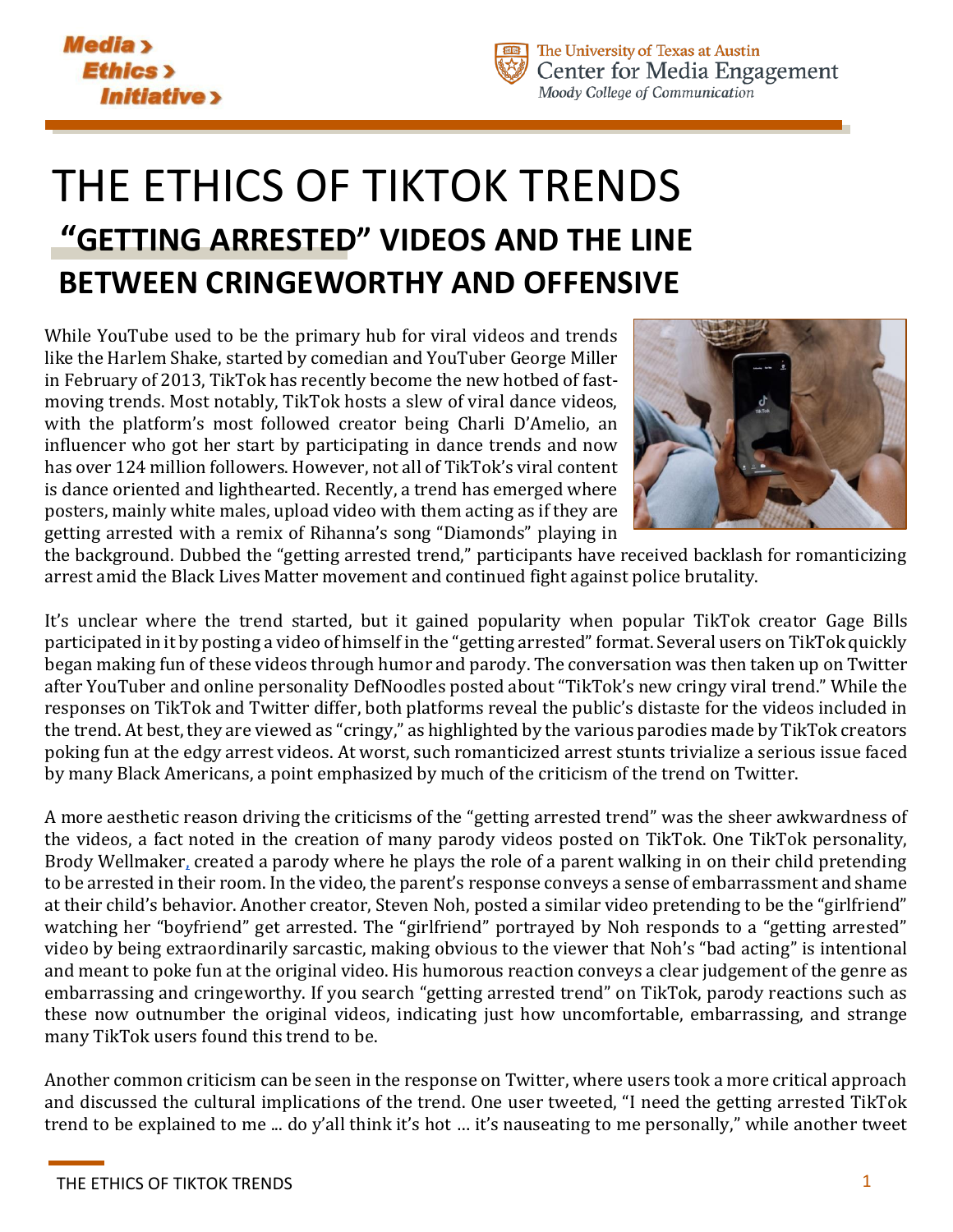# THE ETHICS OF TIKTOK TRENDS

## "GETTING ARRESTED" VIDEOS AND THE LINE BETWEEN CRINGEWORTHY AND OFFENSIVE

While YouTube used to be the primary hub for viral videos and trends like the Harlem Shake, started by comedian and YouTuber George Miller in February of 2013, TikTok has recently become the new hotbed of fast-moving trends. Most notably, TikTok hosts a slew of viral dance videos, with the platform's most followed creator being Charli D'Amelio, an influencer who got her start by participating in dance trends and now has over 124 million followers. However, not all of TikTok's viral content is dance oriented and lighthearted. Recently, a trend has emerged where posters, mainly white males, upload video with them acting as if they are getting arrested with a remix of Rihanna's song "Diamonds" playing in the background. Dubbed the "getting arrested trend," participants have received backlash for romanticizing arrest amid the Black Lives Matter movement and continued fight against police brutality.

It's unclear where the trend started, but it gained popularity when popular TikTok creator Gage Bills participated in it by posting a video of himself in the "getting arrested" format. Several users on TikTok quickly began making fun of these videos through humor and parody. The conversation was then taken up on Twitter after YouTuber and online personality DefNoodles posted about "TikTok's new cringy viral trend." While the responses on TikTok and Twitter differ, both platforms reveal the public's distaste for the videos included in the trend. At best, they are viewed as "cringy," as highlighted by the various parodies made by TikTok creators poking fun at the edgy arrest videos. At worst, such romanticized arrest stunts trivialize a serious issue faced by many Black Americans, a point emphasized by much of the criticism of the trend on Twitter.

A more aesthetic reason driving the criticisms of the "getting arrested trend" was the sheer awkwardness of the videos, a fact noted in the creation of many parody videos posted on TikTok. One TikTok personality, Brody Wellmaker, created a parody where he plays the role of a parent walking in on their child pretending to be arrested in their room. In the video, the parent's response conveys a sense of embarrassment and shame at their child's behavior. Another creator, Steven Noh, posted a similar video pretending to be the "girlfriend" watching her "boyfriend" get arrested. The "girlfriend" portrayed by Noh responds to a "getting arrested" video by being extraordinarily sarcastic, making obvious to the viewer that Noh's "bad acting" is intentional and meant to poke fun at the original video. His humorous reaction conveys a clear judgement of the genre as embarrassing and cringeworthy. If you search "getting arrested trend" on TikTok, parody reactions such as these now outnumber the original videos, indicating just how uncomfortable, embarrassing, and strange many TikTok users found this trend to be.

Another common criticism can be seen in the response on Twitter, where users took a more critical approach and discussed the cultural implications of the trend. One user tweeted, "I need the getting arrested TikTok trend to be explained to me ... do y'all think it's hot … it's nauseating to me personally," while another tweet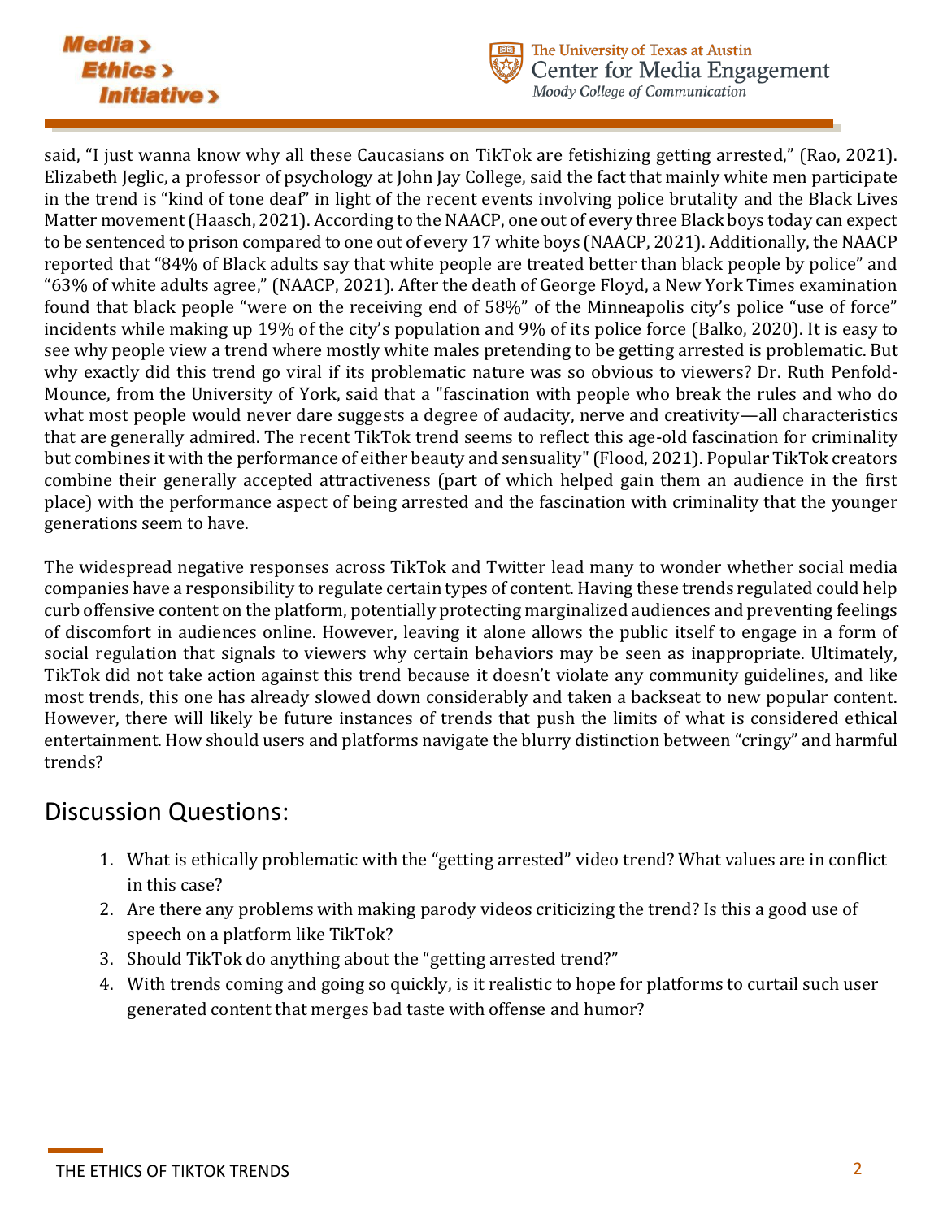said, "I just wanna know why all these Caucasians on TikTok are fetishizing getting arrested," (Rao, 2021). Elizabeth Jeglic, a professor of psychology at John Jay College, said the fact that mainly white men participate in the trend is "kind of tone deaf" in light of the recent events involving police brutality and the Black Lives Matter movement (Haasch, 2021). According to the NAACP, one out of every three Black boys today can expect to be sentenced to prison compared to one out of every 17 white boys (NAACP, 2021). Additionally, the NAACP reported that "84% of Black adults say that white people are treated better than black people by police" and "63% of white adults agree," (NAACP, 2021). After the death of George Floyd, a New York Times examination found that black people "were on the receiving end of 58%" of the Minneapolis city's police "use of force" incidents while making up 19% of the city's population and 9% of its police force (Balko, 2020). It is easy to see why people view a trend where mostly white males pretending to be getting arrested is problematic. But why exactly did this trend go viral if its problematic nature was so obvious to viewers? Dr. Ruth Penfold-Mounce, from the University of York, said that a "fascination with people who break the rules and who do what most people would never dare suggests a degree of audacity, nerve and creativity—all characteristics that are generally admired. The recent TikTok trend seems to reflect this age-old fascination for criminality but combines it with the performance of either beauty and sensuality" (Flood, 2021). Popular TikTok creators combine their generally accepted attractiveness (part of which helped gain them an audience in the first place) with the performance aspect of being arrested and the fascination with criminality that the younger generations seem to have.

The widespread negative responses across TikTok and Twitter lead many to wonder whether social media companies have a responsibility to regulate certain types of content. Having these trends regulated could help curb offensive content on the platform, potentially protecting marginalized audiences and preventing feelings of discomfort in audiences online. However, leaving it alone allows the public itself to engage in a form of social regulation that signals to viewers why certain behaviors may be seen as inappropriate. Ultimately, TikTok did not take action against this trend because it doesn't violate any community guidelines, and like most trends, this one has already slowed down considerably and taken a backseat to new popular content. However, there will likely be future instances of trends that push the limits of what is considered ethical entertainment. How should users and platforms navigate the blurry distinction between "cringy" and harmful trends?

## Discussion Questions:

1. What is ethically problematic with the "getting arrested" video trend? What values are in conflict in this case?
2. Are there any problems with making parody videos criticizing the trend? Is this a good use of speech on a platform like TikTok?
3. Should TikTok do anything about the "getting arrested trend?"
4. With trends coming and going so quickly, is it realistic to hope for platforms to curtail such user generated content that merges bad taste with offense and humor?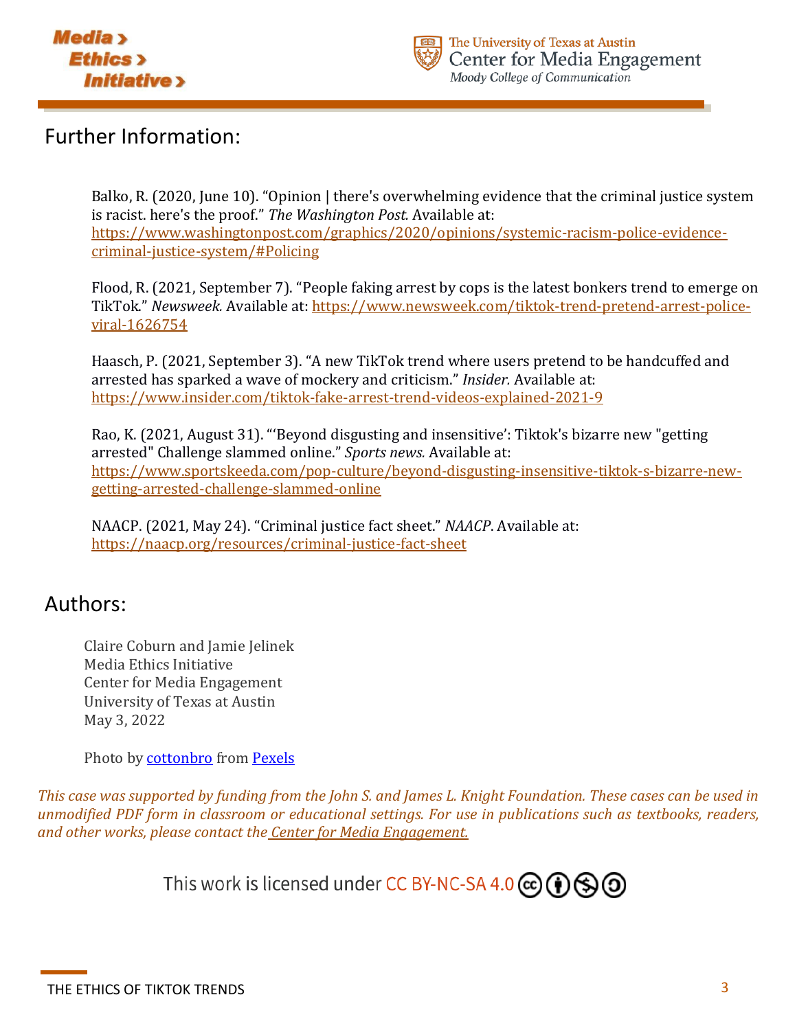## Further Information:

Balko, R. (2020, June 10). "Opinion | there's overwhelming evidence that the criminal justice system is racist. here's the proof." *The Washington Post.* Available at: [https://www.washingtonpost.com/graphics/2020/opinions/systemic-racism-police-evidence-criminal-justice-system/#Policing](https://www.washingtonpost.com/graphics/2020/opinions/systemic-racism-police-evidence-criminal-justice-system/#Policing)

Flood, R. (2021, September 7). "People faking arrest by cops is the latest bonkers trend to emerge on TikTok." *Newsweek.* Available at: [https://www.newsweek.com/tiktok-trend-pretend-arrest-police-viral-1626754](https://www.newsweek.com/tiktok-trend-pretend-arrest-police-viral-1626754)

Haasch, P. (2021, September 3). "A new TikTok trend where users pretend to be handcuffed and arrested has sparked a wave of mockery and criticism." *Insider.* Available at: [https://www.insider.com/tiktok-fake-arrest-trend-videos-explained-2021-9](https://www.insider.com/tiktok-fake-arrest-trend-videos-explained-2021-9)

Rao, K. (2021, August 31). "'Beyond disgusting and insensitive': Tiktok's bizarre new "getting arrested" Challenge slammed online." *Sports news.* Available at: [https://www.sportskeeda.com/pop-culture/beyond-disgusting-insensitive-tiktok-s-bizarre-new-getting-arrested-challenge-slammed-online](https://www.sportskeeda.com/pop-culture/beyond-disgusting-insensitive-tiktok-s-bizarre-new-getting-arrested-challenge-slammed-online)

NAACP. (2021, May 24). "Criminal justice fact sheet." *NAACP*. Available at: [https://naacp.org/resources/criminal-justice-fact-sheet](https://naacp.org/resources/criminal-justice-fact-sheet)

## Authors:

Claire Coburn and Jamie Jelinek
Media Ethics Initiative
Center for Media Engagement
University of Texas at Austin
May 3, 2022

Photo by cottonbro from Pexels

*This case was supported by funding from the John S. and James L. Knight Foundation. These cases can be used in unmodified PDF form in classroom or educational settings. For use in publications such as textbooks, readers, and other works, please contact the Center for Media Engagement.*

This work is licensed under CC BY-NC-SA 4.0